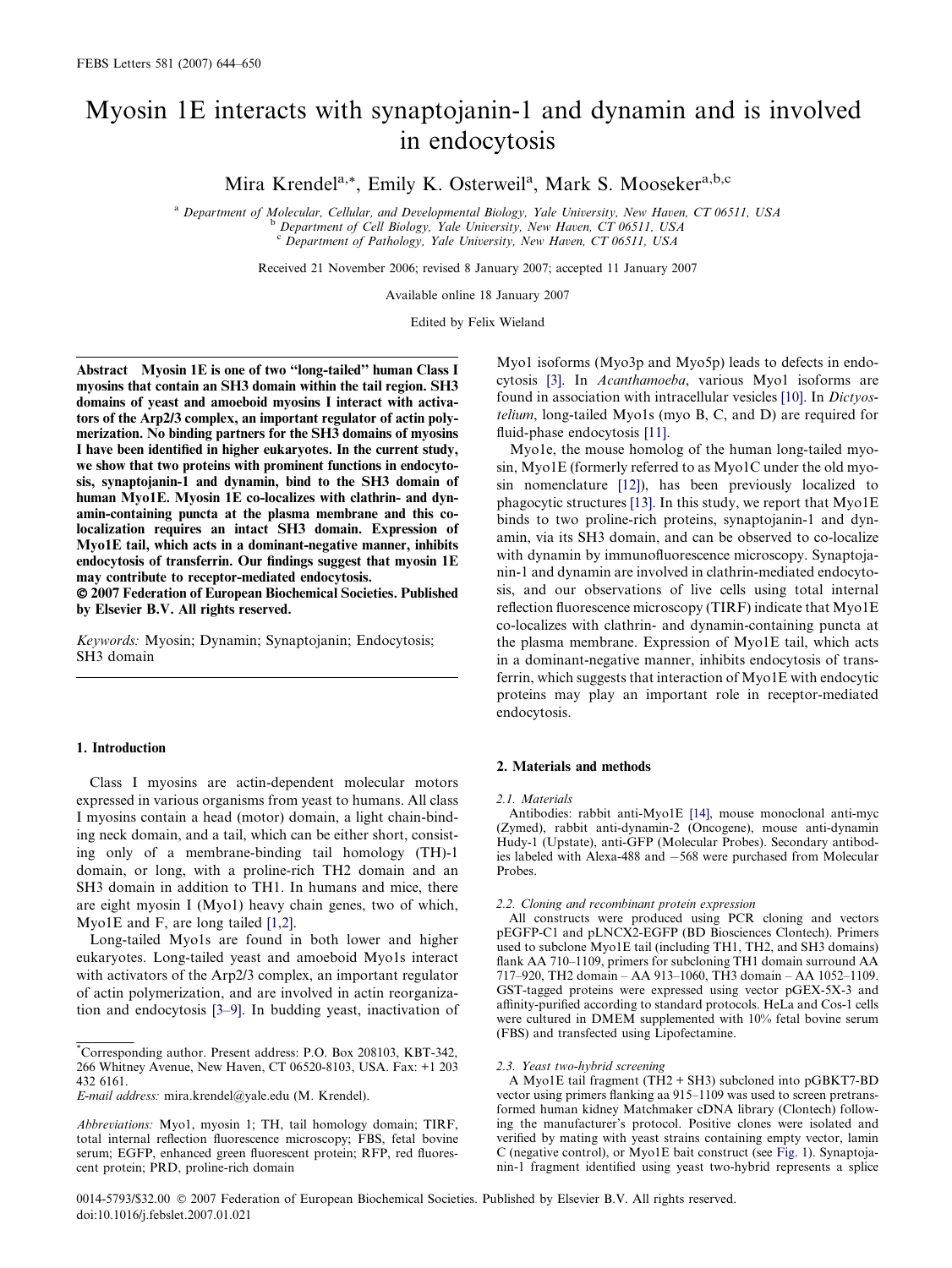# Myosin 1E interacts with synaptojanin-1 and dynamin and is involved in endocytosis

Mira Krendel[a,*], Emily K. Osterweil[a], Mark S. Mooseker[a,b,c]

[a] Department of Molecular, Cellular, and Developmental Biology, Yale University, New Haven, CT 06511, USA
[b] Department of Cell Biology, Yale University, New Haven, CT 06511, USA
[c] Department of Pathology, Yale University, New Haven, CT 06511, USA

Received 21 November 2006; revised 8 January 2007; accepted 11 January 2007

Available online 18 January 2007

Edited by Felix Wieland

**Abstract** **Myosin 1E is one of two "long-tailed" human Class I myosins that contain an SH3 domain within the tail region. SH3 domains of yeast and amoeboid myosins I interact with activators of the Arp2/3 complex, an important regulator of actin polymerization. No binding partners for the SH3 domains of myosins I have been identified in higher eukaryotes. In the current study, we show that two proteins with prominent functions in endocytosis, synaptojanin-1 and dynamin, bind to the SH3 domain of human Myo1E. Myosin 1E co-localizes with clathrin- and dynamin-containing puncta at the plasma membrane and this co-localization requires an intact SH3 domain. Expression of Myo1E tail, which acts in a dominant-negative manner, inhibits endocytosis of transferrin. Our findings suggest that myosin 1E may contribute to receptor-mediated endocytosis.**
**© 2007 Federation of European Biochemical Societies. Published by Elsevier B.V. All rights reserved.**

*Keywords:* Myosin; Dynamin; Synaptojanin; Endocytosis; SH3 domain

## 1. Introduction

Class I myosins are actin-dependent molecular motors expressed in various organisms from yeast to humans. All class I myosins contain a head (motor) domain, a light chain-binding neck domain, and a tail, which can be either short, consisting only of a membrane-binding tail homology (TH)-1 domain, or long, with a proline-rich TH2 domain and an SH3 domain in addition to TH1. In humans and mice, there are eight myosin I (Myo1) heavy chain genes, two of which, Myo1E and F, are long tailed [1,2].

Long-tailed Myo1s are found in both lower and higher eukaryotes. Long-tailed yeast and amoeboid Myo1s interact with activators of the Arp2/3 complex, an important regulator of actin polymerization, and are involved in actin reorganization and endocytosis [3–9]. In budding yeast, inactivation of Myo1 isoforms (Myo3p and Myo5p) leads to defects in endocytosis [3]. In *Acanthamoeba*, various Myo1 isoforms are found in association with intracellular vesicles [10]. In *Dictyostelium*, long-tailed Myo1s (myo B, C, and D) are required for fluid-phase endocytosis [11].

Myo1e, the mouse homolog of the human long-tailed myosin, Myo1E (formerly referred to as Myo1C under the old myosin nomenclature [12]), has been previously localized to phagocytic structures [13]. In this study, we report that Myo1E binds to two proline-rich proteins, synaptojanin-1 and dynamin, via its SH3 domain, and can be observed to co-localize with dynamin by immunofluorescence microscopy. Synaptojanin-1 and dynamin are involved in clathrin-mediated endocytosis, and our observations of live cells using total internal reflection fluorescence microscopy (TIRF) indicate that Myo1E co-localizes with clathrin- and dynamin-containing puncta at the plasma membrane. Expression of Myo1E tail, which acts in a dominant-negative manner, inhibits endocytosis of transferrin, which suggests that interaction of Myo1E with endocytic proteins may play an important role in receptor-mediated endocytosis.

## 2. Materials and methods

### 2.1. Materials

Antibodies: rabbit anti-Myo1E [14], mouse monoclonal anti-myc (Zymed), rabbit anti-dynamin-2 (Oncogene), mouse anti-dynamin Hudy-1 (Upstate), anti-GFP (Molecular Probes). Secondary antibodies labeled with Alexa-488 and −568 were purchased from Molecular Probes.

### 2.2. Cloning and recombinant protein expression

All constructs were produced using PCR cloning and vectors pEGFP-C1 and pLNCX2-EGFP (BD Biosciences Clontech). Primers used to subclone Myo1E tail (including TH1, TH2, and SH3 domains) flank AA 710–1109, primers for subcloning TH1 domain surround AA 717–920, TH2 domain – AA 913–1060, TH3 domain – AA 1052–1109. GST-tagged proteins were expressed using vector pGEX-5X-3 and affinity-purified according to standard protocols. HeLa and Cos-1 cells were cultured in DMEM supplemented with 10% fetal bovine serum (FBS) and transfected using Lipofectamine.

### 2.3. Yeast two-hybrid screening

A Myo1E tail fragment (TH2 + SH3) subcloned into pGBKT7-BD vector using primers flanking aa 915–1109 was used to screen pretransformed human kidney Matchmaker cDNA library (Clontech) following the manufacturer's protocol. Positive clones were isolated and verified by mating with yeast strains containing empty vector, lamin C (negative control), or Myo1E bait construct (see Fig. 1). Synaptojanin-1 fragment identified using yeast two-hybrid represents a splice

---

*Corresponding author. Present address: P.O. Box 208103, KBT-342, 266 Whitney Avenue, New Haven, CT 06520-8103, USA. Fax: +1 203 432 6161.
*E-mail address:* mira.krendel@yale.edu (M. Krendel).

*Abbreviations:* Myo1, myosin 1; TH, tail homology domain; TIRF, total internal reflection fluorescence microscopy; FBS, fetal bovine serum; EGFP, enhanced green fluorescent protein; RFP, red fluorescent protein; PRD, proline-rich domain

0014-5793/$32.00 © 2007 Federation of European Biochemical Societies. Published by Elsevier B.V. All rights reserved.
doi:10.1016/j.febslet.2007.01.021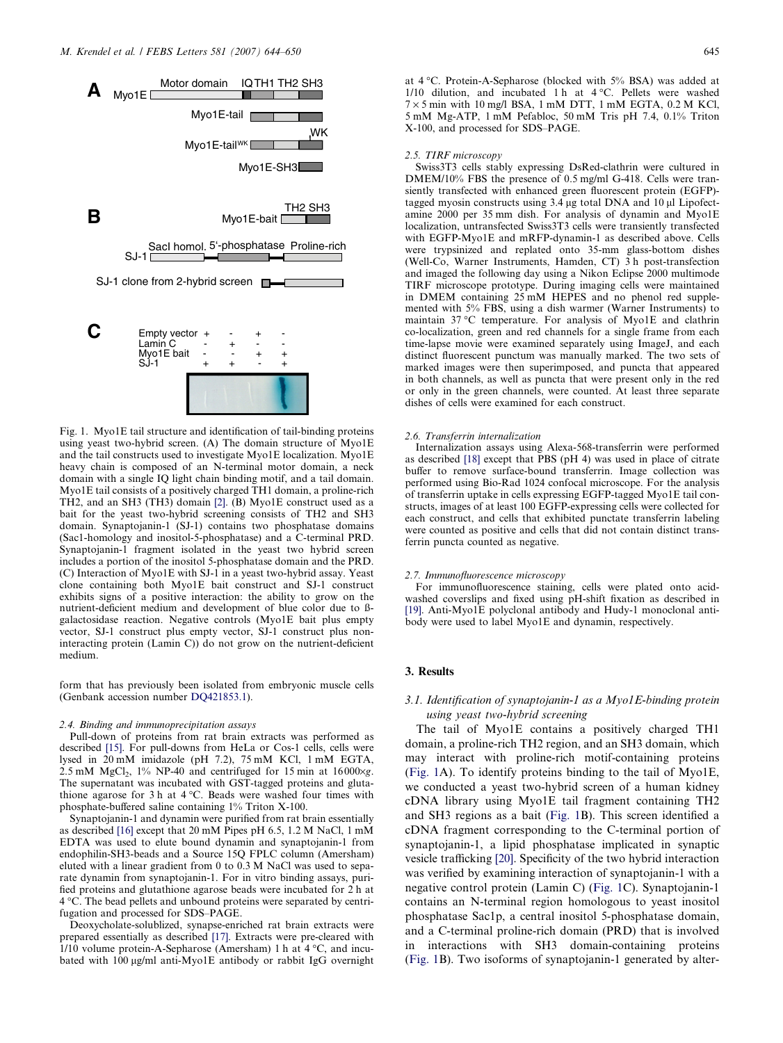Fig. 1. Myo1E tail structure and identification of tail-binding proteins using yeast two-hybrid screen. (A) The domain structure of Myo1E and the tail constructs used to investigate Myo1E localization. Myo1E heavy chain is composed of an N-terminal motor domain, a neck domain with a single IQ light chain binding motif, and a tail domain. Myo1E tail consists of a positively charged TH1 domain, a proline-rich TH2, and an SH3 (TH3) domain [2]. (B) Myo1E construct used as a bait for the yeast two-hybrid screening consists of TH2 and SH3 domain. Synaptojanin-1 (SJ-1) contains two phosphatase domains (Sac1-homology and inositol-5-phosphatase) and a C-terminal PRD. Synaptojanin-1 fragment isolated in the yeast two hybrid screen includes a portion of the inositol 5-phosphatase domain and the PRD. (C) Interaction of Myo1E with SJ-1 in a yeast two-hybrid assay. Yeast clone containing both Myo1E bait construct and SJ-1 construct exhibits signs of a positive interaction: the ability to grow on the nutrient-deficient medium and development of blue color due to ß-galactosidase reaction. Negative controls (Myo1E bait plus empty vector, SJ-1 construct plus empty vector, SJ-1 construct plus non-interacting protein (Lamin C)) do not grow on the nutrient-deficient medium.

form that has previously been isolated from embryonic muscle cells (Genbank accession number DQ421853.1).

### 2.4. Binding and immunoprecipitation assays

Pull-down of proteins from rat brain extracts was performed as described [15]. For pull-downs from HeLa or Cos-1 cells, cells were lysed in 20 mM imidazole (pH 7.2), 75 mM KCl, 1 mM EGTA, 2.5 mM $MgCl_2$, 1% NP-40 and centrifuged for 15 min at 16000×*g*. The supernatant was incubated with GST-tagged proteins and glutathione agarose for 3 h at 4 °C. Beads were washed four times with phosphate-buffered saline containing 1% Triton X-100.

Synaptojanin-1 and dynamin were purified from rat brain essentially as described [16] except that 20 mM Pipes pH 6.5, 1.2 M NaCl, 1 mM EDTA was used to elute bound dynamin and synaptojanin-1 from endophilin-SH3-beads and a Source 15Q FPLC column (Amersham) eluted with a linear gradient from 0 to 0.3 M NaCl was used to separate dynamin from synaptojanin-1. For in vitro binding assays, purified proteins and glutathione agarose beads were incubated for 2 h at 4 °C. The bead pellets and unbound proteins were separated by centrifugation and processed for SDS–PAGE.

Deoxycholate-solublized, synapse-enriched rat brain extracts were prepared essentially as described [17]. Extracts were pre-cleared with 1/10 volume protein-A-Sepharose (Amersham) 1 h at 4 °C, and incubated with 100 µg/ml anti-Myo1E antibody or rabbit IgG overnight at 4 °C. Protein-A-Sepharose (blocked with 5% BSA) was added at 1/10 dilution, and incubated 1 h at 4 °C. Pellets were washed 7 × 5 min with 10 mg/l BSA, 1 mM DTT, 1 mM EGTA, 0.2 M KCl, 5 mM Mg-ATP, 1 mM Pefabloc, 50 mM Tris pH 7.4, 0.1% Triton X-100, and processed for SDS–PAGE.

### 2.5. TIRF microscopy

Swiss3T3 cells stably expressing DsRed-clathrin were cultured in DMEM/10% FBS the presence of 0.5 mg/ml G-418. Cells were transiently transfected with enhanced green fluorescent protein (EGFP)-tagged myosin constructs using 3.4 µg total DNA and 10 µl Lipofectamine 2000 per 35 mm dish. For analysis of dynamin and Myo1E localization, untransfected Swiss3T3 cells were transiently transfected with EGFP-Myo1E and mRFP-dynamin-1 as described above. Cells were trypsinized and replated onto 35-mm glass-bottom dishes (Well-Co, Warner Instruments, Hamden, CT) 3 h post-transfection and imaged the following day using a Nikon Eclipse 2000 multimode TIRF microscope prototype. During imaging cells were maintained in DMEM containing 25 mM HEPES and no phenol red supplemented with 5% FBS, using a dish warmer (Warner Instruments) to maintain 37 °C temperature. For analysis of Myo1E and clathrin co-localization, green and red channels for a single frame from each time-lapse movie were examined separately using ImageJ, and each distinct fluorescent punctum was manually marked. The two sets of marked images were then superimposed, and puncta that appeared in both channels, as well as puncta that were present only in the red or only in the green channels, were counted. At least three separate dishes of cells were examined for each construct.

### 2.6. Transferrin internalization

Internalization assays using Alexa-568-transferrin were performed as described [18] except that PBS (pH 4) was used in place of citrate buffer to remove surface-bound transferrin. Image collection was performed using Bio-Rad 1024 confocal microscope. For the analysis of transferrin uptake in cells expressing EGFP-tagged Myo1E tail constructs, images of at least 100 EGFP-expressing cells were collected for each construct, and cells that exhibited punctate transferrin labeling were counted as positive and cells that did not contain distinct transferrin puncta counted as negative.

### 2.7. Immunofluorescence microscopy

For immunofluorescence staining, cells were plated onto acid-washed coverslips and fixed using pH-shift fixation as described in [19]. Anti-Myo1E polyclonal antibody and Hudy-1 monoclonal antibody were used to label Myo1E and dynamin, respectively.

## 3. Results

### 3.1. Identification of synaptojanin-1 as a Myo1E-binding protein using yeast two-hybrid screening

The tail of Myo1E contains a positively charged TH1 domain, a proline-rich TH2 region, and an SH3 domain, which may interact with proline-rich motif-containing proteins (Fig. 1A). To identify proteins binding to the tail of Myo1E, we conducted a yeast two-hybrid screen of a human kidney cDNA library using Myo1E tail fragment containing TH2 and SH3 regions as a bait (Fig. 1B). This screen identified a cDNA fragment corresponding to the C-terminal portion of synaptojanin-1, a lipid phosphatase implicated in synaptic vesicle trafficking [20]. Specificity of the two hybrid interaction was verified by examining interaction of synaptojanin-1 with a negative control protein (Lamin C) (Fig. 1C). Synaptojanin-1 contains an N-terminal region homologous to yeast inositol phosphatase Sac1p, a central inositol 5-phosphatase domain, and a C-terminal proline-rich domain (PRD) that is involved in interactions with SH3 domain-containing proteins (Fig. 1B). Two isoforms of synaptojanin-1 generated by alter-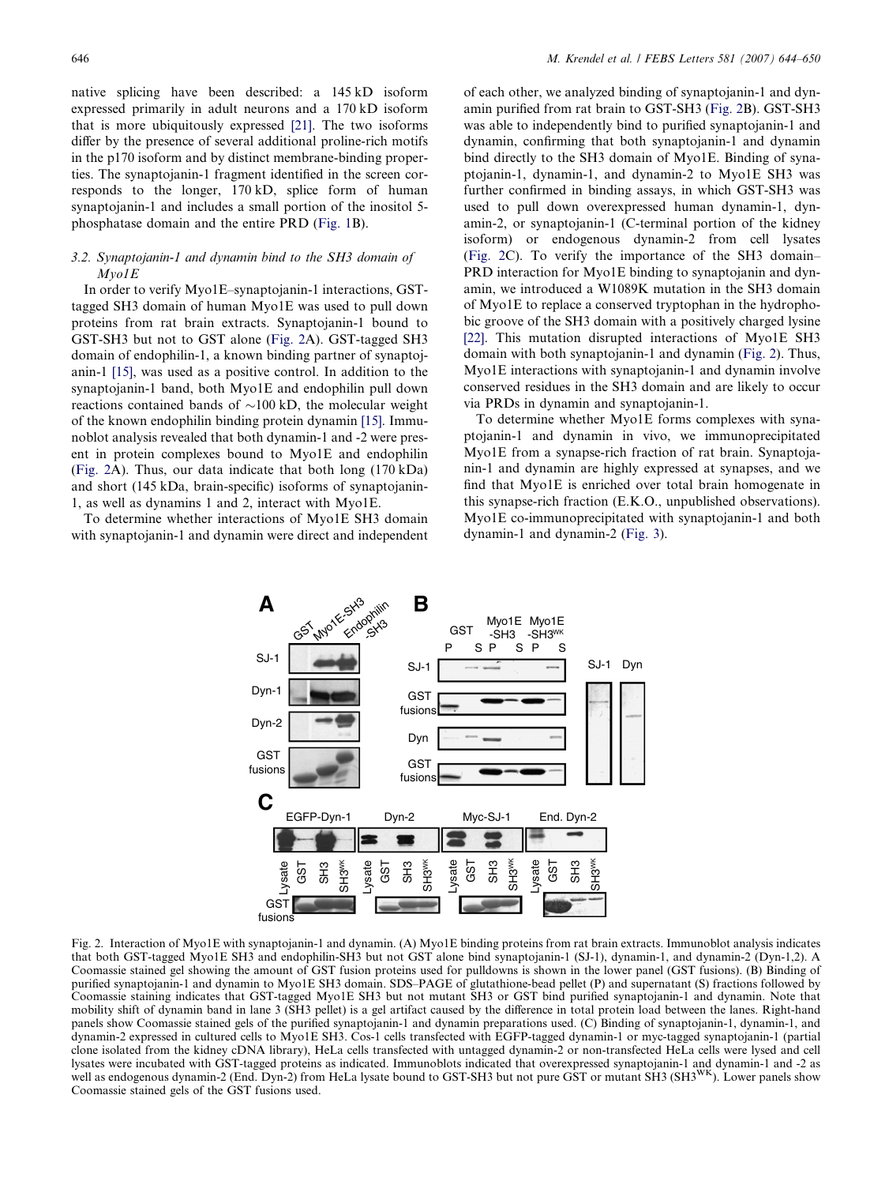native splicing have been described: a 145 kD isoform expressed primarily in adult neurons and a 170 kD isoform that is more ubiquitously expressed [21]. The two isoforms differ by the presence of several additional proline-rich motifs in the p170 isoform and by distinct membrane-binding properties. The synaptojanin-1 fragment identified in the screen corresponds to the longer, 170 kD, splice form of human synaptojanin-1 and includes a small portion of the inositol 5-phosphatase domain and the entire PRD (Fig. 1B).

### 3.2. Synaptojanin-1 and dynamin bind to the SH3 domain of Myo1E

In order to verify Myo1E–synaptojanin-1 interactions, GST-tagged SH3 domain of human Myo1E was used to pull down proteins from rat brain extracts. Synaptojanin-1 bound to GST-SH3 but not to GST alone (Fig. 2A). GST-tagged SH3 domain of endophilin-1, a known binding partner of synaptojanin-1 [15], was used as a positive control. In addition to the synaptojanin-1 band, both Myo1E and endophilin pull down reactions contained bands of ∼100 kD, the molecular weight of the known endophilin binding protein dynamin [15]. Immunoblot analysis revealed that both dynamin-1 and -2 were present in protein complexes bound to Myo1E and endophilin (Fig. 2A). Thus, our data indicate that both long (170 kDa) and short (145 kDa, brain-specific) isoforms of synaptojanin-1, as well as dynamins 1 and 2, interact with Myo1E.

To determine whether interactions of Myo1E SH3 domain with synaptojanin-1 and dynamin were direct and independent of each other, we analyzed binding of synaptojanin-1 and dynamin purified from rat brain to GST-SH3 (Fig. 2B). GST-SH3 was able to independently bind to purified synaptojanin-1 and dynamin, confirming that both synaptojanin-1 and dynamin bind directly to the SH3 domain of Myo1E. Binding of synaptojanin-1, dynamin-1, and dynamin-2 to Myo1E SH3 was further confirmed in binding assays, in which GST-SH3 was used to pull down overexpressed human dynamin-1, dynamin-2, or synaptojanin-1 (C-terminal portion of the kidney isoform) or endogenous dynamin-2 from cell lysates (Fig. 2C). To verify the importance of the SH3 domain–PRD interaction for Myo1E binding to synaptojanin and dynamin, we introduced a W1089K mutation in the SH3 domain of Myo1E to replace a conserved tryptophan in the hydrophobic groove of the SH3 domain with a positively charged lysine [22]. This mutation disrupted interactions of Myo1E SH3 domain with both synaptojanin-1 and dynamin (Fig. 2). Thus, Myo1E interactions with synaptojanin-1 and dynamin involve conserved residues in the SH3 domain and are likely to occur via PRDs in dynamin and synaptojanin-1.

To determine whether Myo1E forms complexes with synaptojanin-1 and dynamin in vivo, we immunoprecipitated Myo1E from a synapse-rich fraction of rat brain. Synaptojanin-1 and dynamin are highly expressed at synapses, and we find that Myo1E is enriched over total brain homogenate in this synapse-rich fraction (E.K.O., unpublished observations). Myo1E co-immunoprecipitated with synaptojanin-1 and both dynamin-1 and dynamin-2 (Fig. 3).

Fig. 2. Interaction of Myo1E with synaptojanin-1 and dynamin. (A) Myo1E binding proteins from rat brain extracts. Immunoblot analysis indicates that both GST-tagged Myo1E SH3 and endophilin-SH3 but not GST alone bind synaptojanin-1 (SJ-1), dynamin-1, and dynamin-2 (Dyn-1,2). A Coomassie stained gel showing the amount of GST fusion proteins used for pulldowns is shown in the lower panel (GST fusions). (B) Binding of purified synaptojanin-1 and dynamin to Myo1E SH3 domain. SDS–PAGE of glutathione-bead pellet (P) and supernatant (S) fractions followed by Coomassie staining indicates that GST-tagged Myo1E SH3 but not mutant SH3 or GST bind purified synaptojanin-1 and dynamin. Note that mobility shift of dynamin band in lane 3 (SH3 pellet) is a gel artifact caused by the difference in total protein load between the lanes. Right-hand panels show Coomassie stained gels of the purified synaptojanin-1 and dynamin preparations used. (C) Binding of synaptojanin-1, dynamin-1, and dynamin-2 expressed in cultured cells to Myo1E SH3. Cos-1 cells transfected with EGFP-tagged dynamin-1 or myc-tagged synaptojanin-1 (partial clone isolated from the kidney cDNA library), HeLa cells transfected with untagged dynamin-2 or non-transfected HeLa cells were lysed and cell lysates were incubated with GST-tagged proteins as indicated. Immunoblots indicated that overexpressed synaptojanin-1 and dynamin-1 and -2 as well as endogenous dynamin-2 (End. Dyn-2) from HeLa lysate bound to GST-SH3 but not pure GST or mutant SH3 ($SH3^{WK}$). Lower panels show Coomassie stained gels of the GST fusions used.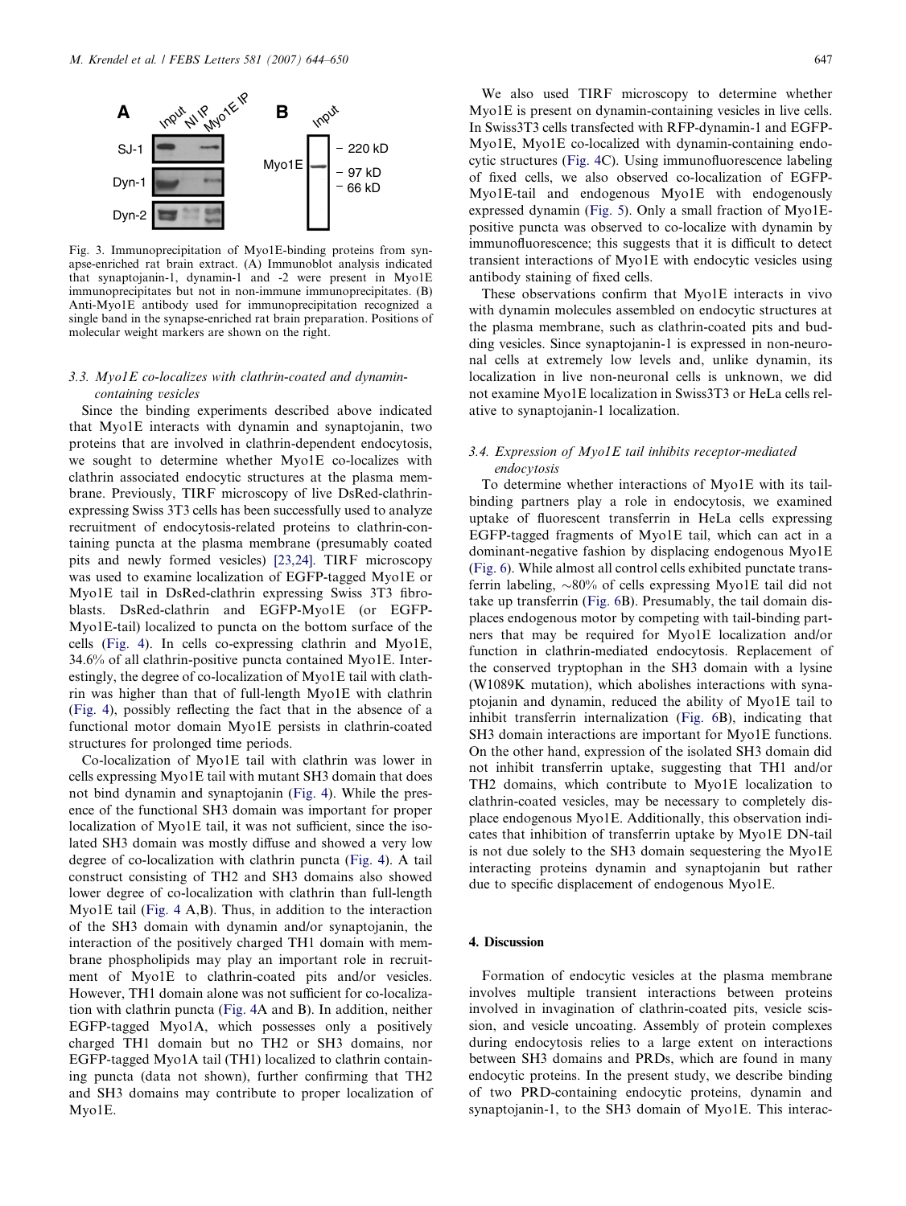A Input NI IP Myo1E IP

SJ-1

Dyn-1

Dyn-2

B Input

Myo1E

– 220 kD

– 97 kD

– 66 kD

Fig. 3. Immunoprecipitation of Myo1E-binding proteins from synapse-enriched rat brain extract. (A) Immunoblot analysis indicated that synaptojanin-1, dynamin-1 and -2 were present in Myo1E immunoprecipitates but not in non-immune immunoprecipitates. (B) Anti-Myo1E antibody used for immunoprecipitation recognized a single band in the synapse-enriched rat brain preparation. Positions of molecular weight markers are shown on the right.

### 3.3. Myo1E co-localizes with clathrin-coated and dynamin-containing vesicles

Since the binding experiments described above indicated that Myo1E interacts with dynamin and synaptojanin, two proteins that are involved in clathrin-dependent endocytosis, we sought to determine whether Myo1E co-localizes with clathrin associated endocytic structures at the plasma membrane. Previously, TIRF microscopy of live DsRed-clathrin-expressing Swiss 3T3 cells has been successfully used to analyze recruitment of endocytosis-related proteins to clathrin-containing puncta at the plasma membrane (presumably coated pits and newly formed vesicles) [23,24]. TIRF microscopy was used to examine localization of EGFP-tagged Myo1E or Myo1E tail in DsRed-clathrin expressing Swiss 3T3 fibroblasts. DsRed-clathrin and EGFP-Myo1E (or EGFP-Myo1E-tail) localized to puncta on the bottom surface of the cells (Fig. 4). In cells co-expressing clathrin and Myo1E, 34.6% of all clathrin-positive puncta contained Myo1E. Interestingly, the degree of co-localization of Myo1E tail with clathrin was higher than that of full-length Myo1E with clathrin (Fig. 4), possibly reflecting the fact that in the absence of a functional motor domain Myo1E persists in clathrin-coated structures for prolonged time periods.

Co-localization of Myo1E tail with clathrin was lower in cells expressing Myo1E tail with mutant SH3 domain that does not bind dynamin and synaptojanin (Fig. 4). While the presence of the functional SH3 domain was important for proper localization of Myo1E tail, it was not sufficient, since the isolated SH3 domain was mostly diffuse and showed a very low degree of co-localization with clathrin puncta (Fig. 4). A tail construct consisting of TH2 and SH3 domains also showed lower degree of co-localization with clathrin than full-length Myo1E tail (Fig. 4 A,B). Thus, in addition to the interaction of the SH3 domain with dynamin and/or synaptojanin, the interaction of the positively charged TH1 domain with membrane phospholipids may play an important role in recruitment of Myo1E to clathrin-coated pits and/or vesicles. However, TH1 domain alone was not sufficient for co-localization with clathrin puncta (Fig. 4A and B). In addition, neither EGFP-tagged Myo1A, which possesses only a positively charged TH1 domain but no TH2 or SH3 domains, nor EGFP-tagged Myo1A tail (TH1) localized to clathrin containing puncta (data not shown), further confirming that TH2 and SH3 domains may contribute to proper localization of Myo1E.

We also used TIRF microscopy to determine whether Myo1E is present on dynamin-containing vesicles in live cells. In Swiss3T3 cells transfected with RFP-dynamin-1 and EGFP-Myo1E, Myo1E co-localized with dynamin-containing endocytic structures (Fig. 4C). Using immunofluorescence labeling of fixed cells, we also observed co-localization of EGFP-Myo1E-tail and endogenous Myo1E with endogenously expressed dynamin (Fig. 5). Only a small fraction of Myo1E-positive puncta was observed to co-localize with dynamin by immunofluorescence; this suggests that it is difficult to detect transient interactions of Myo1E with endocytic vesicles using antibody staining of fixed cells.

These observations confirm that Myo1E interacts in vivo with dynamin molecules assembled on endocytic structures at the plasma membrane, such as clathrin-coated pits and budding vesicles. Since synaptojanin-1 is expressed in non-neuronal cells at extremely low levels and, unlike dynamin, its localization in live non-neuronal cells is unknown, we did not examine Myo1E localization in Swiss3T3 or HeLa cells relative to synaptojanin-1 localization.

### 3.4. Expression of Myo1E tail inhibits receptor-mediated endocytosis

To determine whether interactions of Myo1E with its tail-binding partners play a role in endocytosis, we examined uptake of fluorescent transferrin in HeLa cells expressing EGFP-tagged fragments of Myo1E tail, which can act in a dominant-negative fashion by displacing endogenous Myo1E (Fig. 6). While almost all control cells exhibited punctate transferrin labeling, ~80% of cells expressing Myo1E tail did not take up transferrin (Fig. 6B). Presumably, the tail domain displaces endogenous motor by competing with tail-binding partners that may be required for Myo1E localization and/or function in clathrin-mediated endocytosis. Replacement of the conserved tryptophan in the SH3 domain with a lysine (W1089K mutation), which abolishes interactions with synaptojanin and dynamin, reduced the ability of Myo1E tail to inhibit transferrin internalization (Fig. 6B), indicating that SH3 domain interactions are important for Myo1E functions. On the other hand, expression of the isolated SH3 domain did not inhibit transferrin uptake, suggesting that TH1 and/or TH2 domains, which contribute to Myo1E localization to clathrin-coated vesicles, may be necessary to completely displace endogenous Myo1E. Additionally, this observation indicates that inhibition of transferrin uptake by Myo1E DN-tail is not due solely to the SH3 domain sequestering the Myo1E interacting proteins dynamin and synaptojanin but rather due to specific displacement of endogenous Myo1E.

## 4. Discussion

Formation of endocytic vesicles at the plasma membrane involves multiple transient interactions between proteins involved in invagination of clathrin-coated pits, vesicle scission, and vesicle uncoating. Assembly of protein complexes during endocytosis relies to a large extent on interactions between SH3 domains and PRDs, which are found in many endocytic proteins. In the present study, we describe binding of two PRD-containing endocytic proteins, dynamin and synaptojanin-1, to the SH3 domain of Myo1E. This interac-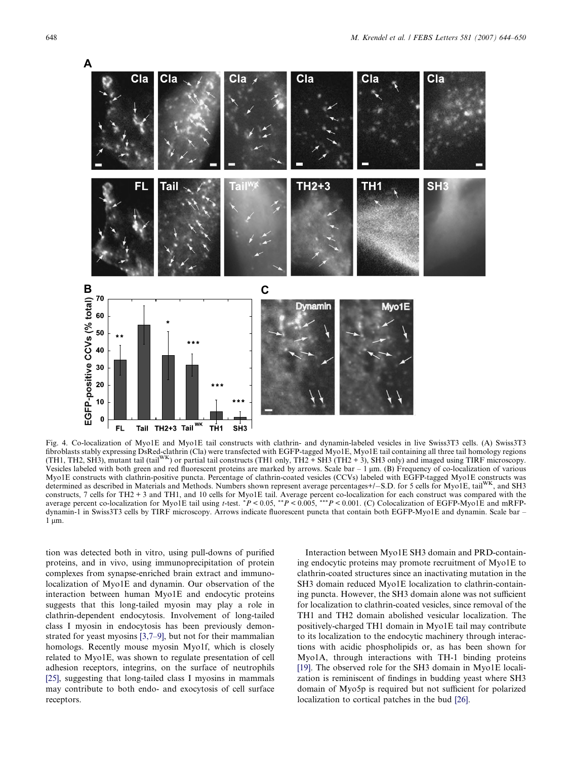Fig. 4. Co-localization of Myo1E and Myo1E tail constructs with clathrin- and dynamin-labeled vesicles in live Swiss3T3 cells. (A) Swiss3T3 fibroblasts stably expressing DsRed-clathrin (Cla) were transfected with EGFP-tagged Myo1E, Myo1E tail containing all three tail homology regions (TH1, TH2, SH3), mutant tail (tail$^{WK}$) or partial tail constructs (TH1 only, TH2 + SH3 (TH2 + 3), SH3 only) and imaged using TIRF microscopy. Vesicles labeled with both green and red fluorescent proteins are marked by arrows. Scale bar – 1 μm. (B) Frequency of co-localization of various Myo1E constructs with clathrin-positive puncta. Percentage of clathrin-coated vesicles (CCVs) labeled with EGFP-tagged Myo1E constructs was determined as described in Materials and Methods. Numbers shown represent average percentages+/−S.D. for 5 cells for Myo1E, tail$^{WK}$, and SH3 constructs, 7 cells for TH2 + 3 and TH1, and 10 cells for Myo1E tail. Average percent co-localization for each construct was compared with the average percent co-localization for Myo1E tail using *t*-test. $^{*}P < 0.05$, $^{**}P < 0.005$, $^{***}P < 0.001$. (C) Colocalization of EGFP-Myo1E and mRFP-dynamin-1 in Swiss3T3 cells by TIRF microscopy. Arrows indicate fluorescent puncta that contain both EGFP-Myo1E and dynamin. Scale bar – 1 μm.

tion was detected both in vitro, using pull-downs of purified proteins, and in vivo, using immunoprecipitation of protein complexes from synapse-enriched brain extract and immunolocalization of Myo1E and dynamin. Our observation of the interaction between human Myo1E and endocytic proteins suggests that this long-tailed myosin may play a role in clathrin-dependent endocytosis. Involvement of long-tailed class I myosin in endocytosis has been previously demonstrated for yeast myosins [3,7–9], but not for their mammalian homologs. Recently mouse myosin Myo1f, which is closely related to Myo1E, was shown to regulate presentation of cell adhesion receptors, integrins, on the surface of neutrophils [25], suggesting that long-tailed class I myosins in mammals may contribute to both endo- and exocytosis of cell surface receptors.

Interaction between Myo1E SH3 domain and PRD-containing endocytic proteins may promote recruitment of Myo1E to clathrin-coated structures since an inactivating mutation in the SH3 domain reduced Myo1E localization to clathrin-containing puncta. However, the SH3 domain alone was not sufficient for localization to clathrin-coated vesicles, since removal of the TH1 and TH2 domain abolished vesicular localization. The positively-charged TH1 domain in Myo1E tail may contribute to its localization to the endocytic machinery through interactions with acidic phospholipids or, as has been shown for Myo1A, through interactions with TH-1 binding proteins [19]. The observed role for the SH3 domain in Myo1E localization is reminiscent of findings in budding yeast where SH3 domain of Myo5p is required but not sufficient for polarized localization to cortical patches in the bud [26].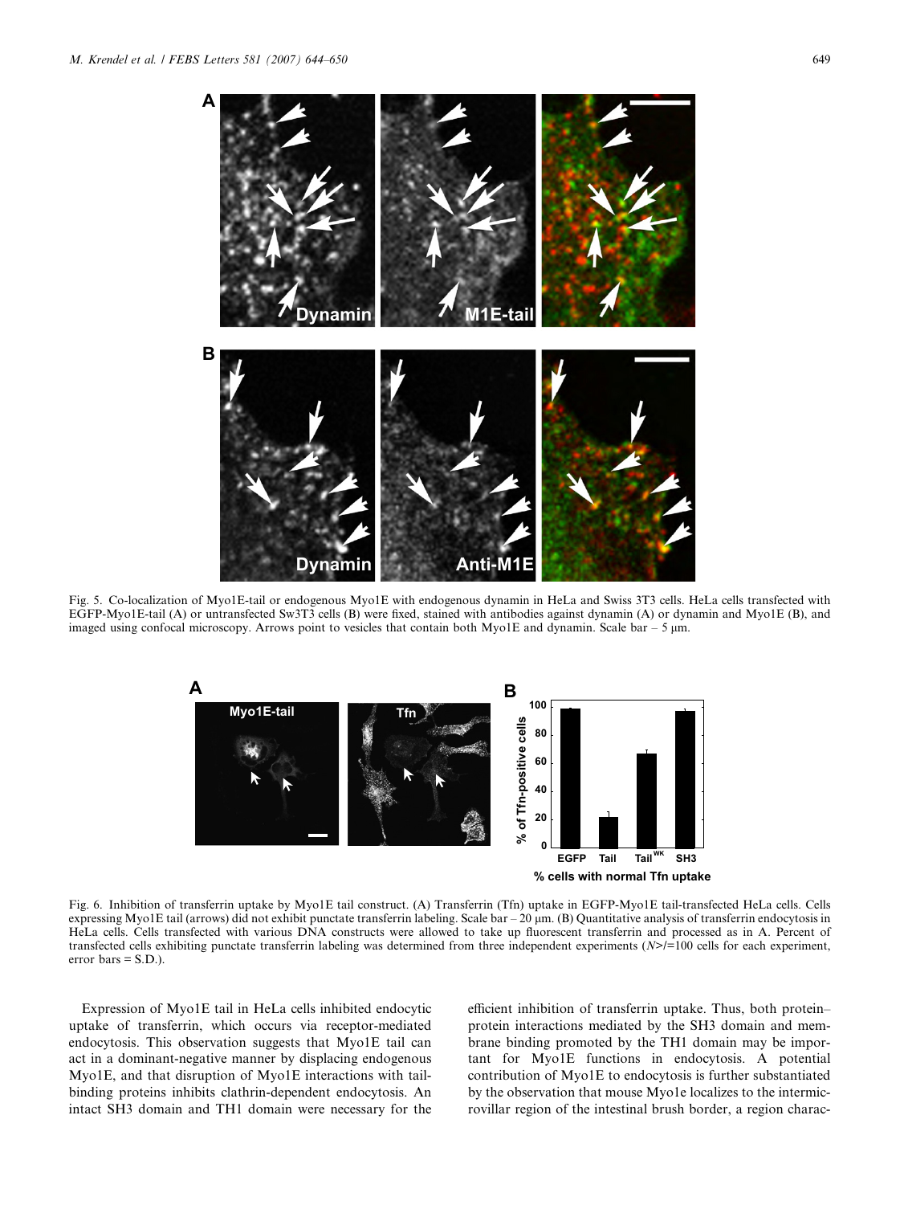Fig. 5. Co-localization of Myo1E-tail or endogenous Myo1E with endogenous dynamin in HeLa and Swiss 3T3 cells. HeLa cells transfected with EGFP-Myo1E-tail (A) or untransfected Sw3T3 cells (B) were fixed, stained with antibodies against dynamin (A) or dynamin and Myo1E (B), and imaged using confocal microscopy. Arrows point to vesicles that contain both Myo1E and dynamin. Scale bar – 5 μm.

Fig. 6. Inhibition of transferrin uptake by Myo1E tail construct. (A) Transferrin (Tfn) uptake in EGFP-Myo1E tail-transfected HeLa cells. Cells expressing Myo1E tail (arrows) did not exhibit punctate transferrin labeling. Scale bar – 20 μm. (B) Quantitative analysis of transferrin endocytosis in HeLa cells. Cells transfected with various DNA constructs were allowed to take up fluorescent transferrin and processed as in A. Percent of transfected cells exhibiting punctate transferrin labeling was determined from three independent experiments ($N \geq 100$ cells for each experiment, error bars = S.D.).

Expression of Myo1E tail in HeLa cells inhibited endocytic uptake of transferrin, which occurs via receptor-mediated endocytosis. This observation suggests that Myo1E tail can act in a dominant-negative manner by displacing endogenous Myo1E, and that disruption of Myo1E interactions with tail-binding proteins inhibits clathrin-dependent endocytosis. An intact SH3 domain and TH1 domain were necessary for the efficient inhibition of transferrin uptake. Thus, both protein–protein interactions mediated by the SH3 domain and membrane binding promoted by the TH1 domain may be important for Myo1E functions in endocytosis. A potential contribution of Myo1E to endocytosis is further substantiated by the observation that mouse Myo1e localizes to the intermicrovillar region of the intestinal brush border, a region charac-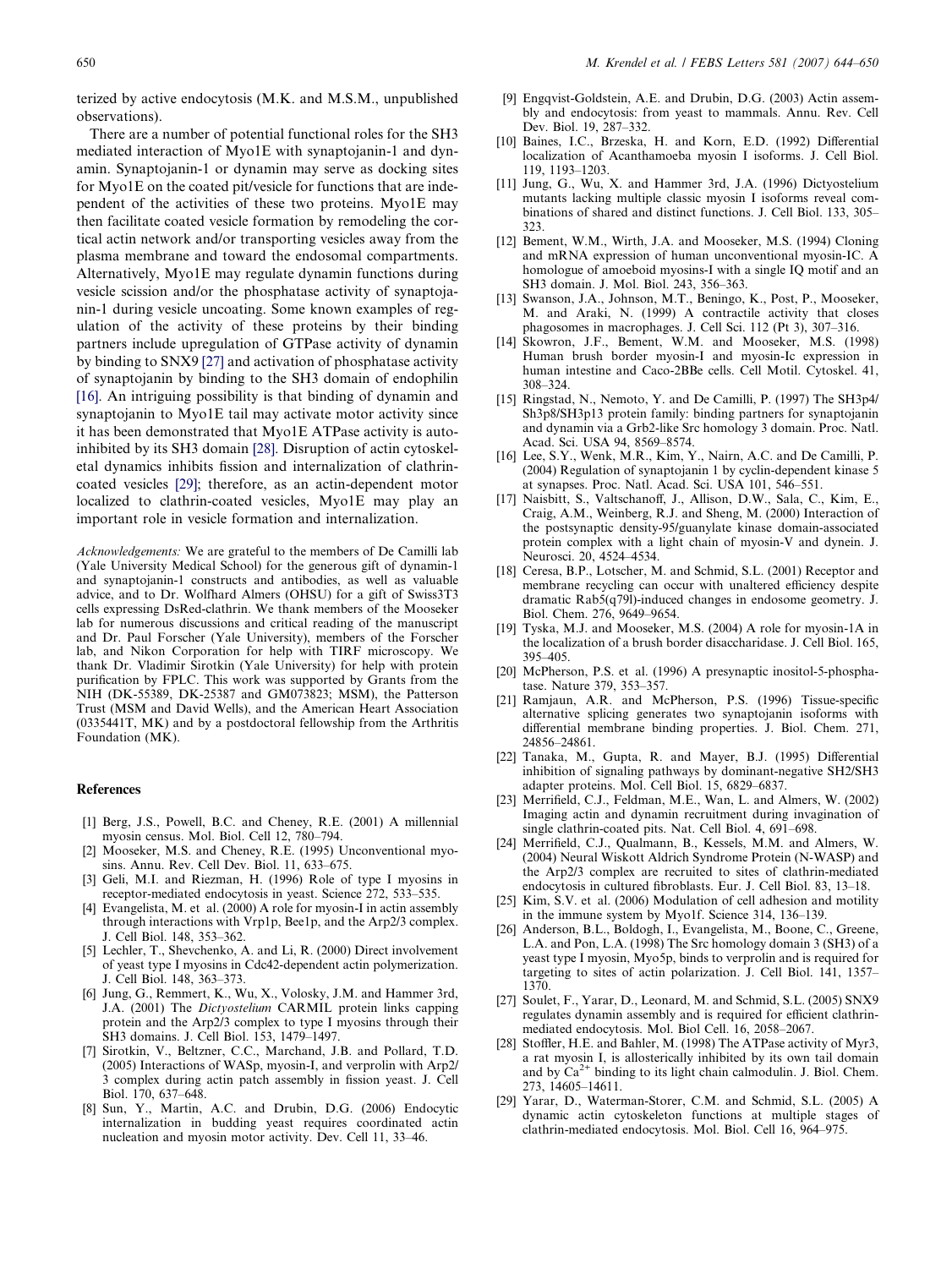terized by active endocytosis (M.K. and M.S.M., unpublished observations).

There are a number of potential functional roles for the SH3 mediated interaction of Myo1E with synaptojanin-1 and dynamin. Synaptojanin-1 or dynamin may serve as docking sites for Myo1E on the coated pit/vesicle for functions that are independent of the activities of these two proteins. Myo1E may then facilitate coated vesicle formation by remodeling the cortical actin network and/or transporting vesicles away from the plasma membrane and toward the endosomal compartments. Alternatively, Myo1E may regulate dynamin functions during vesicle scission and/or the phosphatase activity of synaptojanin-1 during vesicle uncoating. Some known examples of regulation of the activity of these proteins by their binding partners include upregulation of GTPase activity of dynamin by binding to SNX9 [27] and activation of phosphatase activity of synaptojanin by binding to the SH3 domain of endophilin [16]. An intriguing possibility is that binding of dynamin and synaptojanin to Myo1E tail may activate motor activity since it has been demonstrated that Myo1E ATPase activity is autoinhibited by its SH3 domain [28]. Disruption of actin cytoskeletal dynamics inhibits fission and internalization of clathrin-coated vesicles [29]; therefore, as an actin-dependent motor localized to clathrin-coated vesicles, Myo1E may play an important role in vesicle formation and internalization.

*Acknowledgements:* We are grateful to the members of De Camilli lab (Yale University Medical School) for the generous gift of dynamin-1 and synaptojanin-1 constructs and antibodies, as well as valuable advice, and to Dr. Wolfhard Almers (OHSU) for a gift of Swiss3T3 cells expressing DsRed-clathrin. We thank members of the Mooseker lab for numerous discussions and critical reading of the manuscript and Dr. Paul Forscher (Yale University), members of the Forscher lab, and Nikon Corporation for help with TIRF microscopy. We thank Dr. Vladimir Sirotkin (Yale University) for help with protein purification by FPLC. This work was supported by Grants from the NIH (DK-55389, DK-25387 and GM073823; MSM), the Patterson Trust (MSM and David Wells), and the American Heart Association (0335441T, MK) and by a postdoctoral fellowship from the Arthritis Foundation (MK).

## References

[1] Berg, J.S., Powell, B.C. and Cheney, R.E. (2001) A millennial myosin census. Mol. Biol. Cell 12, 780–794.

[2] Mooseker, M.S. and Cheney, R.E. (1995) Unconventional myosins. Annu. Rev. Cell Dev. Biol. 11, 633–675.

[3] Geli, M.I. and Riezman, H. (1996) Role of type I myosins in receptor-mediated endocytosis in yeast. Science 272, 533–535.

[4] Evangelista, M. et al. (2000) A role for myosin-I in actin assembly through interactions with Vrp1p, Bee1p, and the Arp2/3 complex. J. Cell Biol. 148, 353–362.

[5] Lechler, T., Shevchenko, A. and Li, R. (2000) Direct involvement of yeast type I myosins in Cdc42-dependent actin polymerization. J. Cell Biol. 148, 363–373.

[6] Jung, G., Remmert, K., Wu, X., Volosky, J.M. and Hammer 3rd, J.A. (2001) The *Dictyostelium* CARMIL protein links capping protein and the Arp2/3 complex to type I myosins through their SH3 domains. J. Cell Biol. 153, 1479–1497.

[7] Sirotkin, V., Beltzner, C.C., Marchand, J.B. and Pollard, T.D. (2005) Interactions of WASp, myosin-I, and verprolin with Arp2/3 complex during actin patch assembly in fission yeast. J. Cell Biol. 170, 637–648.

[8] Sun, Y., Martin, A.C. and Drubin, D.G. (2006) Endocytic internalization in budding yeast requires coordinated actin nucleation and myosin motor activity. Dev. Cell 11, 33–46.

[9] Engqvist-Goldstein, A.E. and Drubin, D.G. (2003) Actin assembly and endocytosis: from yeast to mammals. Annu. Rev. Cell Dev. Biol. 19, 287–332.

[10] Baines, I.C., Brzeska, H. and Korn, E.D. (1992) Differential localization of Acanthamoeba myosin I isoforms. J. Cell Biol. 119, 1193–1203.

[11] Jung, G., Wu, X. and Hammer 3rd, J.A. (1996) Dictyostelium mutants lacking multiple classic myosin I isoforms reveal combinations of shared and distinct functions. J. Cell Biol. 133, 305–323.

[12] Bement, W.M., Wirth, J.A. and Mooseker, M.S. (1994) Cloning and mRNA expression of human unconventional myosin-IC. A homologue of amoeboid myosins-I with a single IQ motif and an SH3 domain. J. Mol. Biol. 243, 356–363.

[13] Swanson, J.A., Johnson, M.T., Beningo, K., Post, P., Mooseker, M. and Araki, N. (1999) A contractile activity that closes phagosomes in macrophages. J. Cell Sci. 112 (Pt 3), 307–316.

[14] Skowron, J.F., Bement, W.M. and Mooseker, M.S. (1998) Human brush border myosin-I and myosin-Ic expression in human intestine and Caco-2BBe cells. Cell Motil. Cytoskel. 41, 308–324.

[15] Ringstad, N., Nemoto, Y. and De Camilli, P. (1997) The SH3p4/Sh3p8/SH3p13 protein family: binding partners for synaptojanin and dynamin via a Grb2-like Src homology 3 domain. Proc. Natl. Acad. Sci. USA 94, 8569–8574.

[16] Lee, S.Y., Wenk, M.R., Kim, Y., Nairn, A.C. and De Camilli, P. (2004) Regulation of synaptojanin 1 by cyclin-dependent kinase 5 at synapses. Proc. Natl. Acad. Sci. USA 101, 546–551.

[17] Naisbitt, S., Valtschanoff, J., Allison, D.W., Sala, C., Kim, E., Craig, A.M., Weinberg, R.J. and Sheng, M. (2000) Interaction of the postsynaptic density-95/guanylate kinase domain-associated protein complex with a light chain of myosin-V and dynein. J. Neurosci. 20, 4524–4534.

[18] Ceresa, B.P., Lotscher, M. and Schmid, S.L. (2001) Receptor and membrane recycling can occur with unaltered efficiency despite dramatic Rab5(q79l)-induced changes in endosome geometry. J. Biol. Chem. 276, 9649–9654.

[19] Tyska, M.J. and Mooseker, M.S. (2004) A role for myosin-1A in the localization of a brush border disaccharidase. J. Cell Biol. 165, 395–405.

[20] McPherson, P.S. et al. (1996) A presynaptic inositol-5-phosphatase. Nature 379, 353–357.

[21] Ramjaun, A.R. and McPherson, P.S. (1996) Tissue-specific alternative splicing generates two synaptojanin isoforms with differential membrane binding properties. J. Biol. Chem. 271, 24856–24861.

[22] Tanaka, M., Gupta, R. and Mayer, B.J. (1995) Differential inhibition of signaling pathways by dominant-negative SH2/SH3 adapter proteins. Mol. Cell Biol. 15, 6829–6837.

[23] Merrifield, C.J., Feldman, M.E., Wan, L. and Almers, W. (2002) Imaging actin and dynamin recruitment during invagination of single clathrin-coated pits. Nat. Cell Biol. 4, 691–698.

[24] Merrifield, C.J., Qualmann, B., Kessels, M.M. and Almers, W. (2004) Neural Wiskott Aldrich Syndrome Protein (N-WASP) and the Arp2/3 complex are recruited to sites of clathrin-mediated endocytosis in cultured fibroblasts. Eur. J. Cell Biol. 83, 13–18.

[25] Kim, S.V. et al. (2006) Modulation of cell adhesion and motility in the immune system by Myo1f. Science 314, 136–139.

[26] Anderson, B.L., Boldogh, I., Evangelista, M., Boone, C., Greene, L.A. and Pon, L.A. (1998) The Src homology domain 3 (SH3) of a yeast type I myosin, Myo5p, binds to verprolin and is required for targeting to sites of actin polarization. J. Cell Biol. 141, 1357–1370.

[27] Soulet, F., Yarar, D., Leonard, M. and Schmid, S.L. (2005) SNX9 regulates dynamin assembly and is required for efficient clathrin-mediated endocytosis. Mol. Biol Cell. 16, 2058–2067.

[28] Stoffler, H.E. and Bahler, M. (1998) The ATPase activity of Myr3, a rat myosin I, is allosterically inhibited by its own tail domain and by $Ca^{2+}$ binding to its light chain calmodulin. J. Biol. Chem. 273, 14605–14611.

[29] Yarar, D., Waterman-Storer, C.M. and Schmid, S.L. (2005) A dynamic actin cytoskeleton functions at multiple stages of clathrin-mediated endocytosis. Mol. Biol. Cell 16, 964–975.